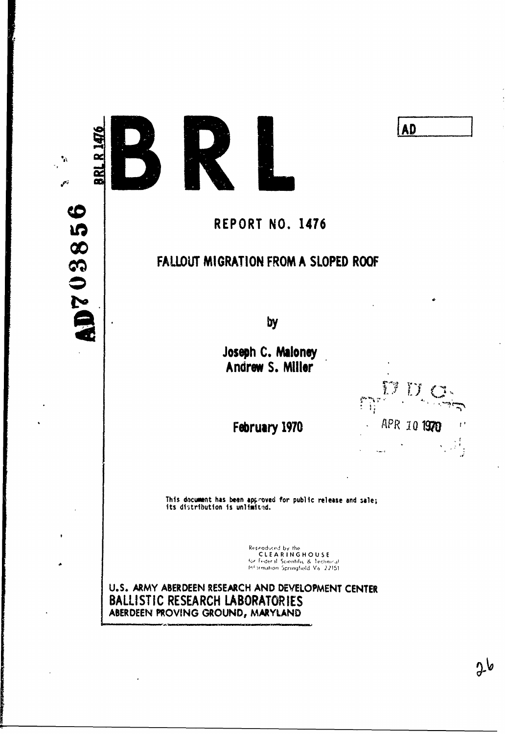AD703856

BRL R 1476

# BRL

AD

## REPORT NO. 1476

## FALLOUT MIGRATION FROM A SLOPED ROOF

by

**Joseph C. Maloney**
**Andrew S. Miller**

**February 1970**

DDC
APR 10 1970

This document has been approved for public release and sale; its distribution is unlimited.

Reproduced by the
CLEARINGHOUSE
for Federal Scientific & Technical
Information Springfield Va. 22151

U.S. ARMY ABERDEEN RESEARCH AND DEVELOPMENT CENTER
**BALLISTIC RESEARCH LABORATORIES**
ABERDEEN PROVING GROUND, MARYLAND

26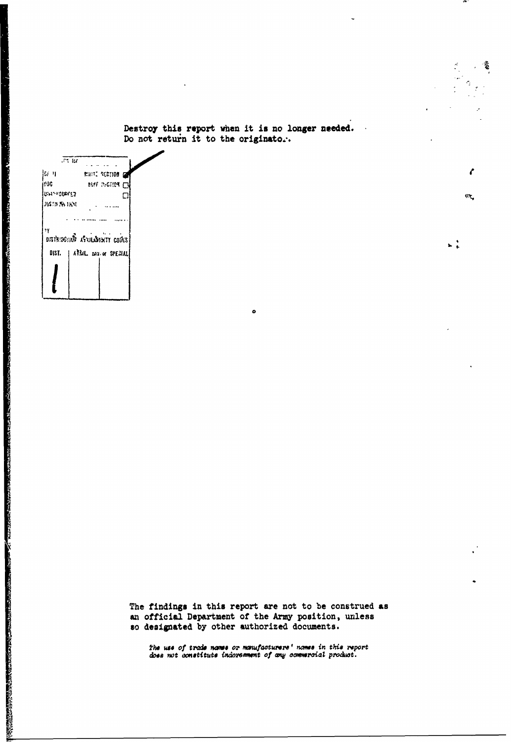Destroy this report when it is no longer needed. Do not return it to the originator.

| ACCESSION for | | |
|---|---|---|
| NTIS | WHITE SECTION | ☑ |
| DDC | BUFF SECTION | ☐ |
| UNANNOUNCED | | ☐ |
| JUSTIFICATION | | |
| BY | | |
| DISTRIBUTION/AVAILABILITY CODES | | |
| DIST. | AVAIL. and/or SPECIAL | |
| / | | |

The findings in this report are not to be construed as an official Department of the Army position, unless so designated by other authorized documents.

*The use of trade names or manufacturers' names in this report does not constitute indorsement of any commercial product.*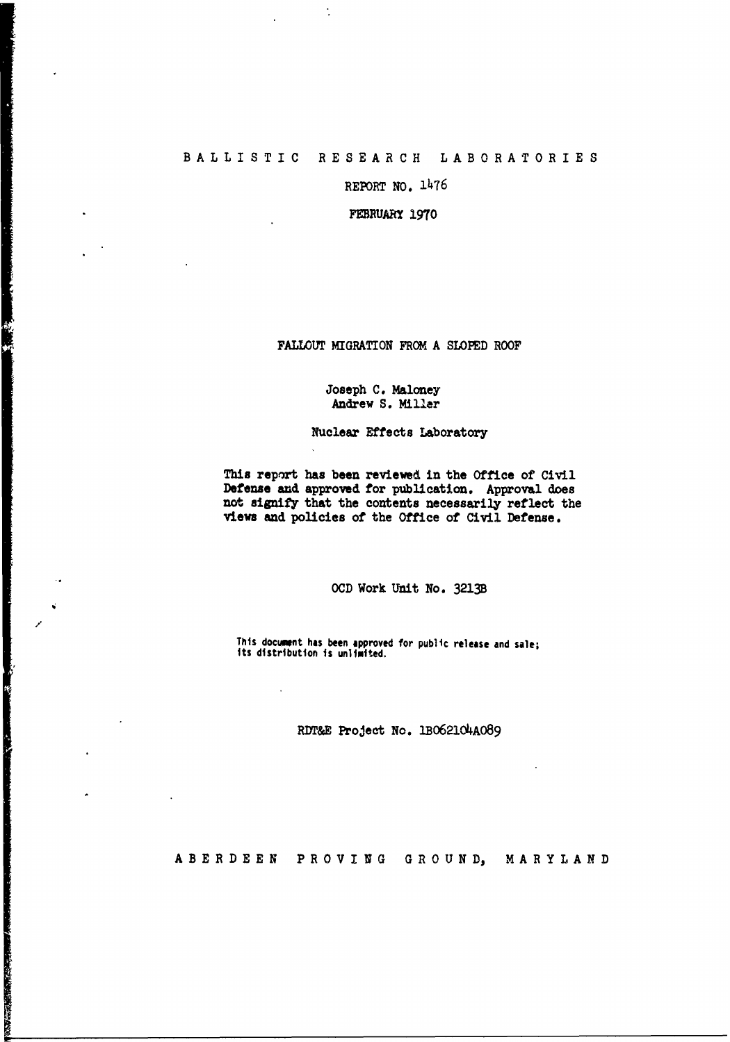B A L L I S T I C   R E S E A R C H   L A B O R A T O R I E S

REPORT NO. 1476

FEBRUARY 1970

# FALLOUT MIGRATION FROM A SLOPED ROOF

Joseph C. Maloney
Andrew S. Miller

Nuclear Effects Laboratory

This report has been reviewed in the Office of Civil Defense and approved for publication. Approval does not signify that the contents necessarily reflect the views and policies of the Office of Civil Defense.

OCD Work Unit No. 3213B

This document has been approved for public release and sale; its distribution is unlimited.

RDT&E Project No. 1B062104A089

A B E R D E E N   P R O V I N G   G R O U N D,   M A R Y L A N D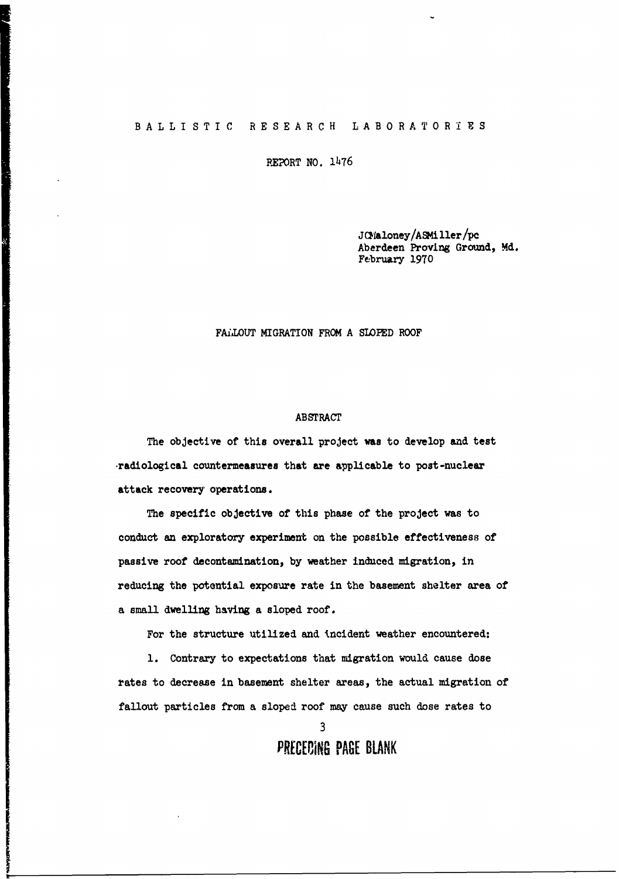BALLISTIC RESEARCH LABORATORIES

REPORT NO. 1476

JCMaloney/ASMiller/pc
Aberdeen Proving Ground, Md.
February 1970

# FALLOUT MIGRATION FROM A SLOPED ROOF

## ABSTRACT

The objective of this overall project was to develop and test radiological countermeasures that are applicable to post-nuclear attack recovery operations.

The specific objective of this phase of the project was to conduct an exploratory experiment on the possible effectiveness of passive roof decontamination, by weather induced migration, in reducing the potential exposure rate in the basement shelter area of a small dwelling having a sloped roof.

For the structure utilized and incident weather encountered:

1. Contrary to expectations that migration would cause dose rates to decrease in basement shelter areas, the actual migration of fallout particles from a sloped roof may cause such dose rates to

PRECEDING PAGE BLANK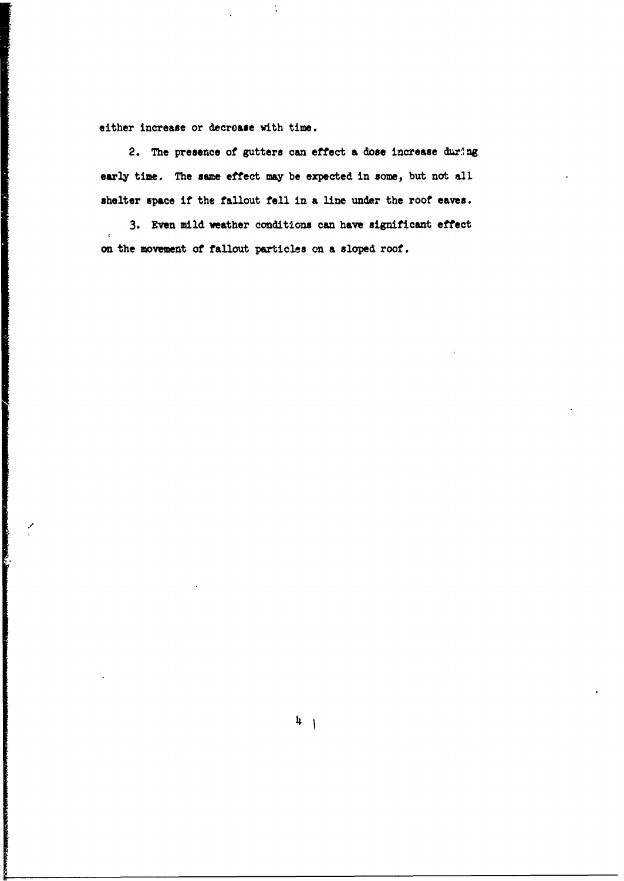either increase or decrease with time.

2. The presence of gutters can effect a dose increase during early time. The same effect may be expected in some, but not all shelter space if the fallout fell in a line under the roof eaves.

3. Even mild weather conditions can have significant effect on the movement of fallout particles on a sloped roof.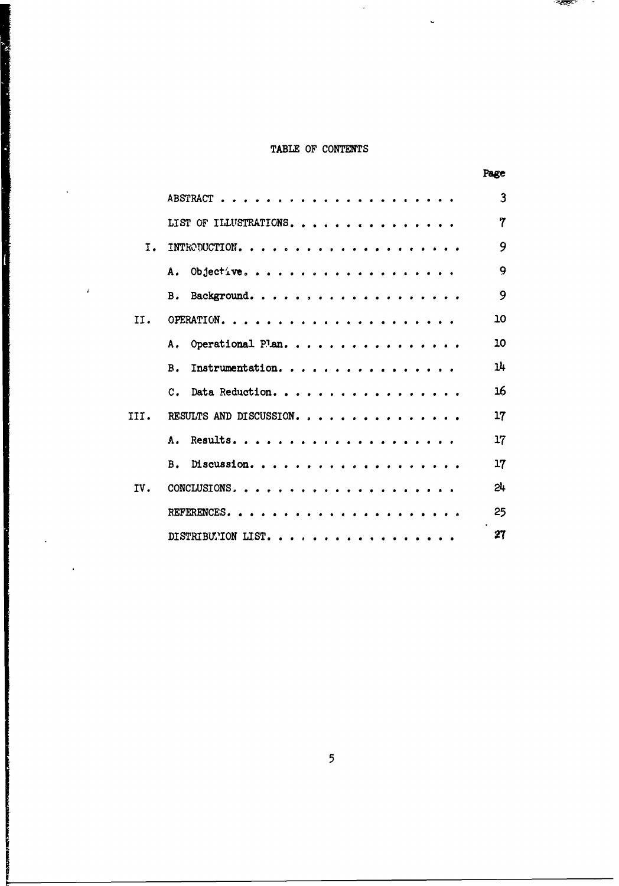# TABLE OF CONTENTS

| | | Page |
|---|---|---|
| | ABSTRACT | 3 |
| | LIST OF ILLUSTRATIONS | 7 |
| I. | INTRODUCTION | 9 |
| | A. Objective | 9 |
| | B. Background | 9 |
| II. | OPERATION | 10 |
| | A. Operational Plan | 10 |
| | B. Instrumentation | 14 |
| | C. Data Reduction | 16 |
| III. | RESULTS AND DISCUSSION | 17 |
| | A. Results | 17 |
| | B. Discussion | 17 |
| IV. | CONCLUSIONS | 24 |
| | REFERENCES | 25 |
| | DISTRIBUTION LIST | 27 |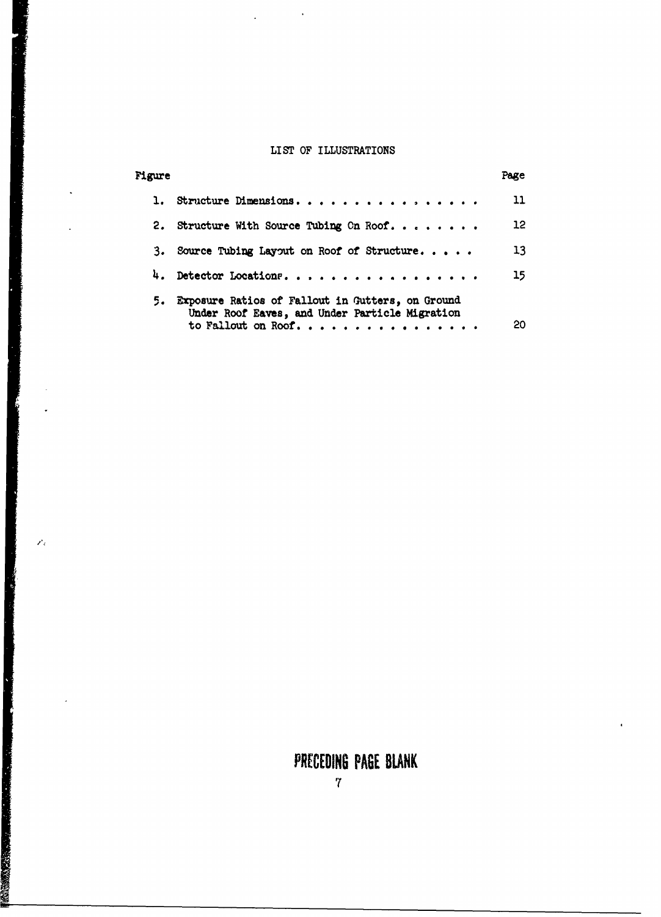# LIST OF ILLUSTRATIONS

| Figure | | Page |
|---|---|---|
| 1. | Structure Dimensions | 11 |
| 2. | Structure With Source Tubing On Roof | 12 |
| 3. | Source Tubing Layout on Roof of Structure | 13 |
| 4. | Detector Locations | 15 |
| 5. | Exposure Ratios of Fallout in Gutters, on Ground Under Roof Eaves, and Under Particle Migration to Fallout on Roof | 20 |

PRECEDING PAGE BLANK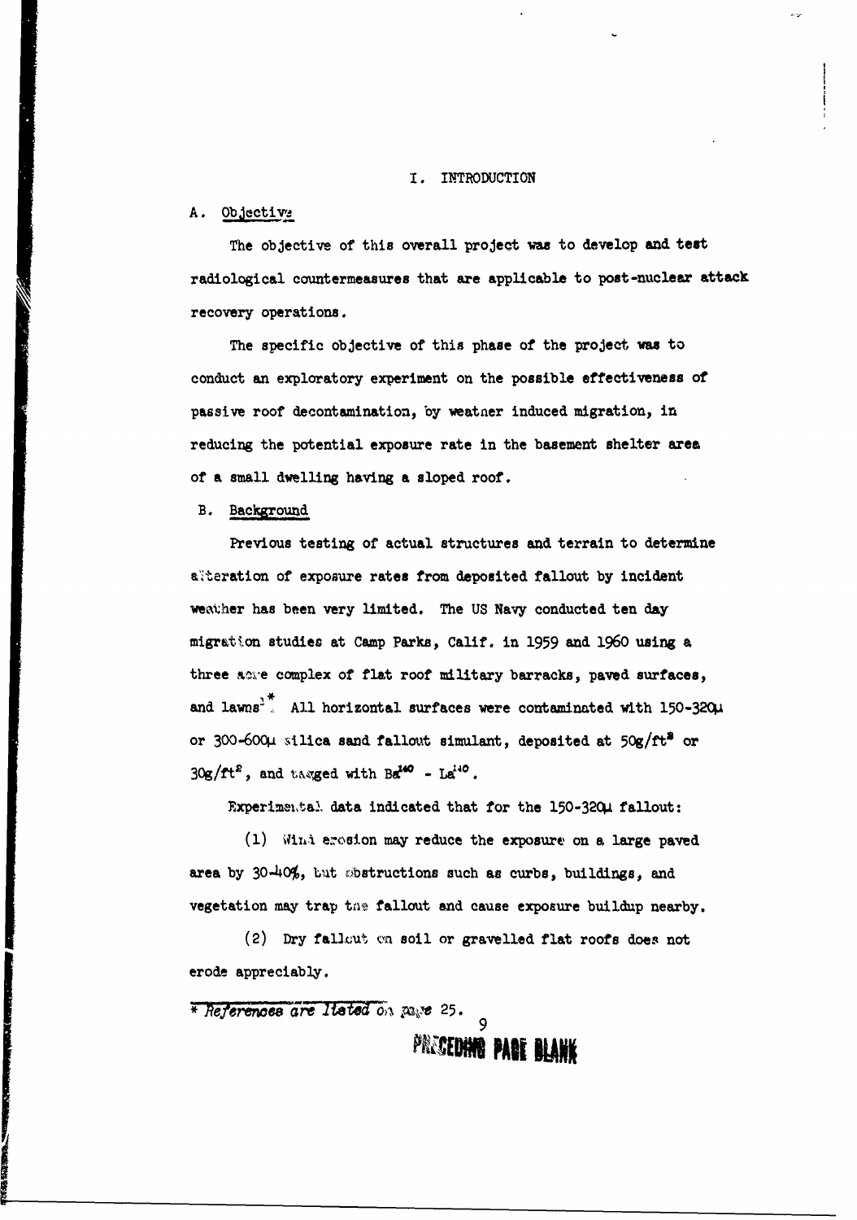# I. INTRODUCTION

## A. Objective

The objective of this overall project was to develop and test radiological countermeasures that are applicable to post-nuclear attack recovery operations.

The specific objective of this phase of the project was to conduct an exploratory experiment on the possible effectiveness of passive roof decontamination, by weather induced migration, in reducing the potential exposure rate in the basement shelter area of a small dwelling having a sloped roof.

## B. Background

Previous testing of actual structures and terrain to determine alteration of exposure rates from deposited fallout by incident weather has been very limited. The US Navy conducted ten day migration studies at Camp Parks, Calif. in 1959 and 1960 using a three acre complex of flat roof military barracks, paved surfaces, and lawns[1]*. All horizontal surfaces were contaminated with 150-320μ or 300-600μ silica sand fallout simulant, deposited at $50g/ft^2$ or $30g/ft^2$, and tagged with $Ba^{140}$ - $La^{140}$.

Experimental data indicated that for the 150-320μ fallout:

(1) Wind erosion may reduce the exposure on a large paved area by 30-40%, but obstructions such as curbs, buildings, and vegetation may trap the fallout and cause exposure buildup nearby.

(2) Dry fallout on soil or gravelled flat roofs does not erode appreciably.

---

\* *References are listed on page 25.*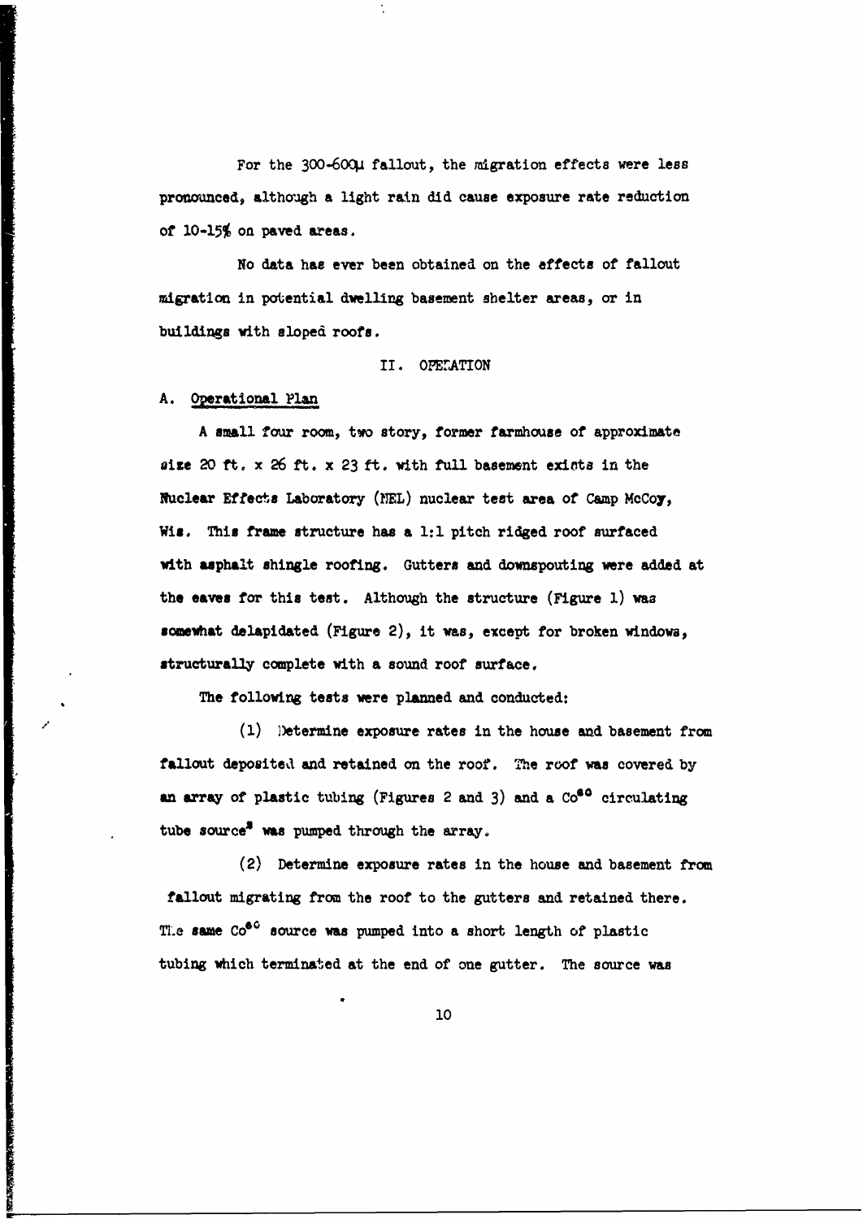For the 300-600μ fallout, the migration effects were less pronounced, although a light rain did cause exposure rate reduction of 10-15% on paved areas.

No data has ever been obtained on the effects of fallout migration in potential dwelling basement shelter areas, or in buildings with sloped roofs.

## II. OPERATION

### A. Operational Plan

A small four room, two story, former farmhouse of approximate size 20 ft. x 26 ft. x 23 ft. with full basement exists in the Nuclear Effects Laboratory (NEL) nuclear test area of Camp McCoy, Wis. This frame structure has a 1:1 pitch ridged roof surfaced with asphalt shingle roofing. Gutters and downspouting were added at the eaves for this test. Although the structure (Figure 1) was somewhat delapidated (Figure 2), it was, except for broken windows, structurally complete with a sound roof surface.

The following tests were planned and conducted:

(1) Determine exposure rates in the house and basement from fallout deposited and retained on the roof. The roof was covered by an array of plastic tubing (Figures 2 and 3) and a $Co^{60}$ circulating tube source* was pumped through the array.

(2) Determine exposure rates in the house and basement from fallout migrating from the roof to the gutters and retained there. The same $Co^{60}$ source was pumped into a short length of plastic tubing which terminated at the end of one gutter. The source was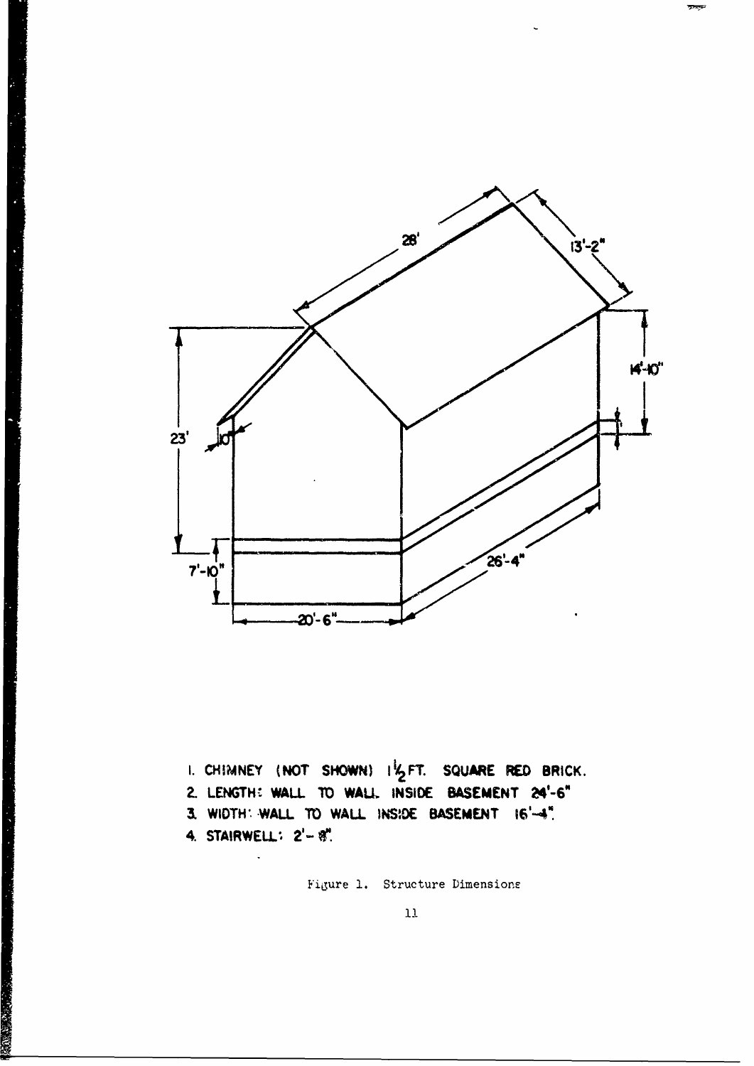1. CHIMNEY (NOT SHOWN) 1½ FT. SQUARE RED BRICK.
2. LENGTH: WALL TO WALL INSIDE BASEMENT 24'-6"
3. WIDTH: WALL TO WALL INSIDE BASEMENT 16'-4".
4. STAIRWELL: 2'-8".

Figure 1. Structure Dimensions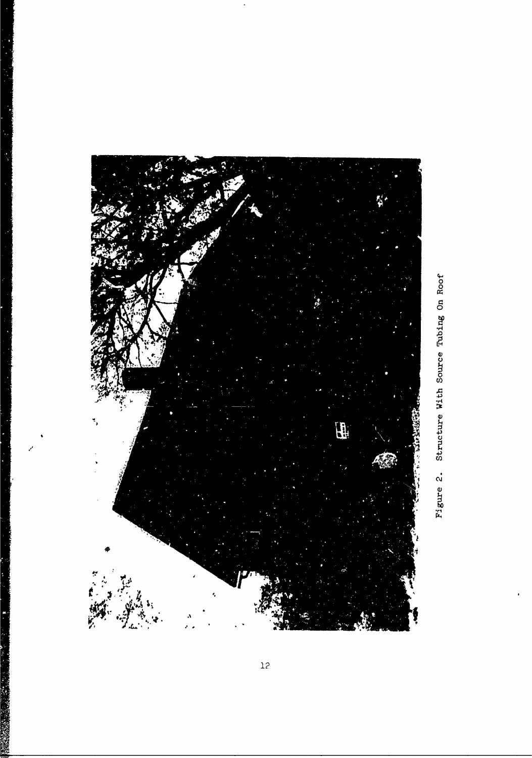Figure 2. Structure With Source Tubing On Roof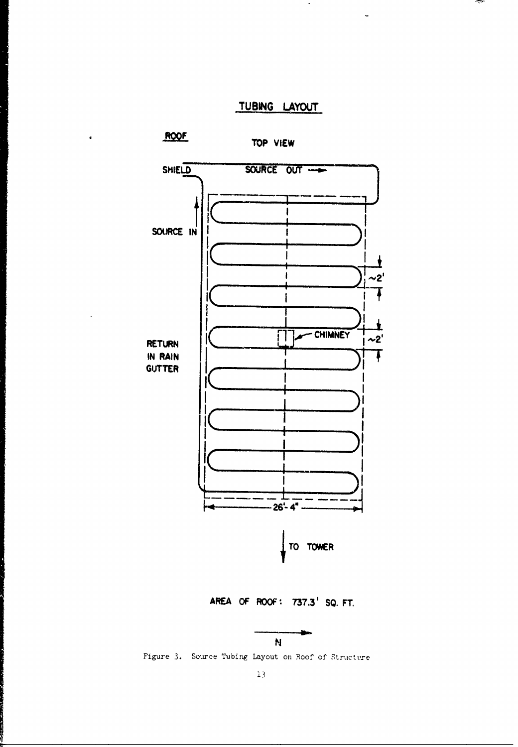## TUBING LAYOUT

ROOF

TOP VIEW

SHIELD

SOURCE OUT →

SOURCE IN

~2'

~2'

CHIMNEY

RETURN IN RAIN GUTTER

26'- 4"

TO TOWER

AREA OF ROOF: 737.3' SQ. FT.

N

Figure 3. Source Tubing Layout on Roof of Structure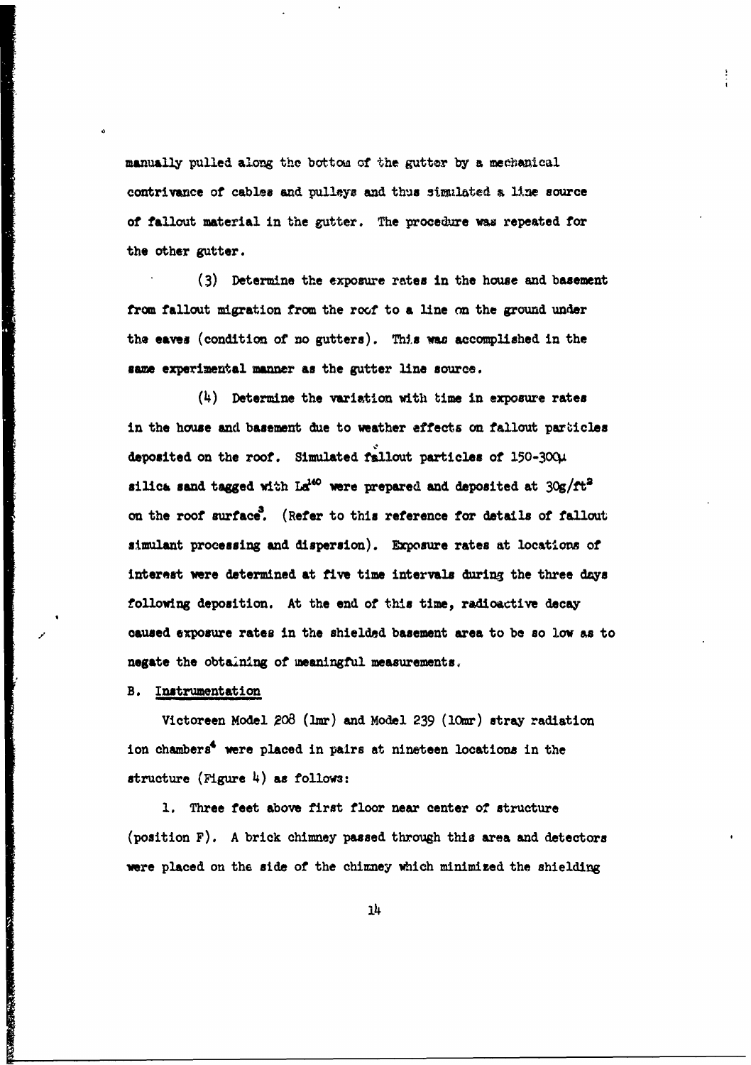manually pulled along the bottom of the gutter by a mechanical contrivance of cables and pulleys and thus simulated a line source of fallout material in the gutter. The procedure was repeated for the other gutter.

(3) Determine the exposure rates in the house and basement from fallout migration from the roof to a line on the ground under the eaves (condition of no gutters). This was accomplished in the same experimental manner as the gutter line source.

(4) Determine the variation with time in exposure rates in the house and basement due to weather effects on fallout particles deposited on the roof. Simulated fallout particles of 150-300μ silica sand tagged with $La^{140}$ were prepared and deposited at $30 g/ft^2$ on the roof surface[3]. (Refer to this reference for details of fallout simulant processing and dispersion). Exposure rates at locations of interest were determined at five time intervals during the three days following deposition. At the end of this time, radioactive decay caused exposure rates in the shielded basement area to be so low as to negate the obtaining of meaningful measurements.

B. Instrumentation

Victoreen Model 208 (1mr) and Model 239 (10mr) stray radiation ion chambers[4] were placed in pairs at nineteen locations in the structure (Figure 4) as follows:

1. Three feet above first floor near center of structure (position F). A brick chimney passed through this area and detectors were placed on the side of the chimney which minimized the shielding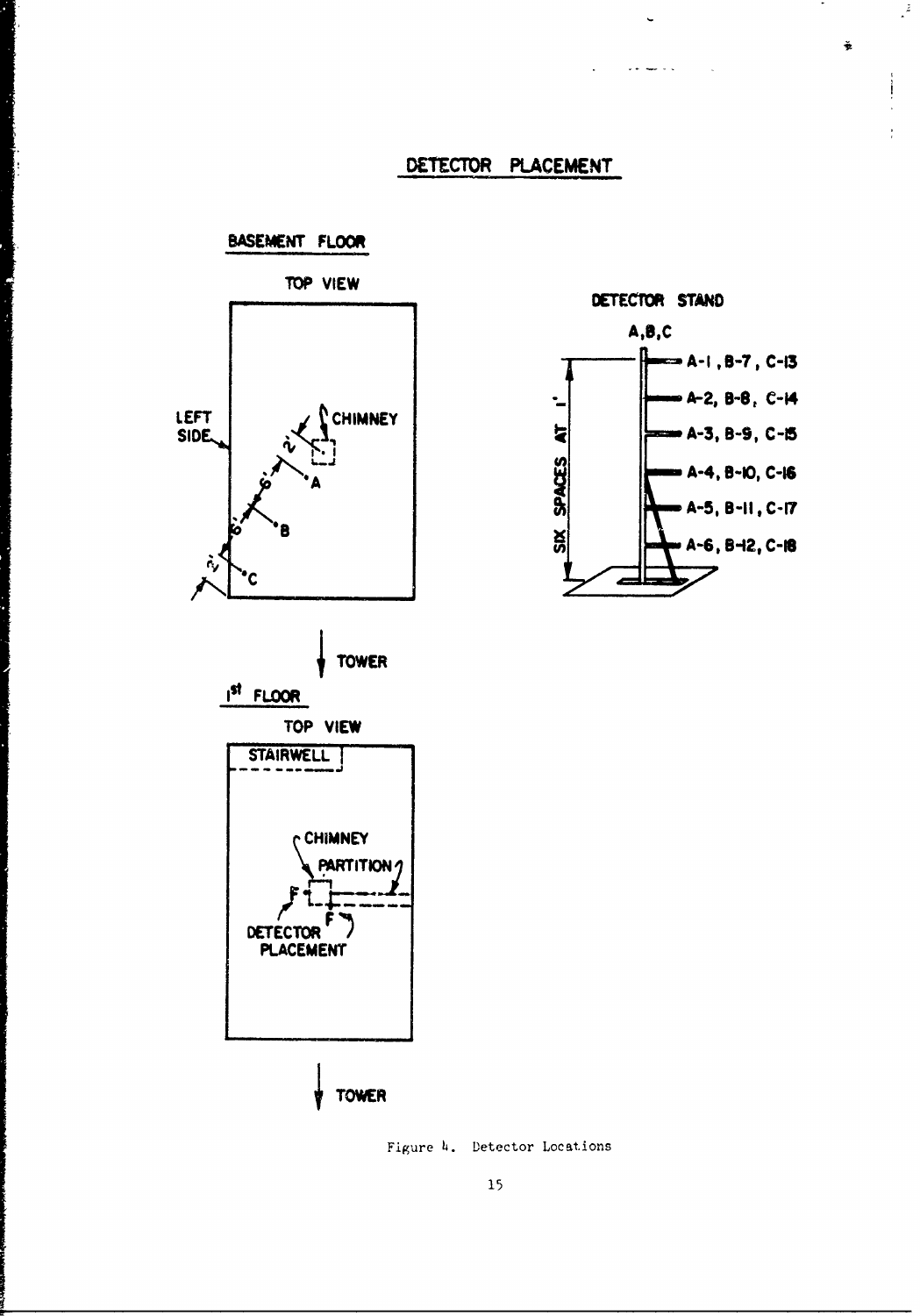## DETECTOR PLACEMENT

BASEMENT FLOOR

TOP VIEW

LEFT SIDE

CHIMNEY

2'

6'

6'

2'

A

B

C

DETECTOR STAND

A,B,C

A-1, B-7, C-13

A-2, B-8, C-14

A-3, B-9, C-15

A-4, B-10, C-16

A-5, B-11, C-17

A-6, B-12, C-18

SIX SPACES AT 1'

TOWER

1st FLOOR

TOP VIEW

STAIRWELL

CHIMNEY

PARTITION

F

F

DETECTOR PLACEMENT

TOWER

Figure 4. Detector Locations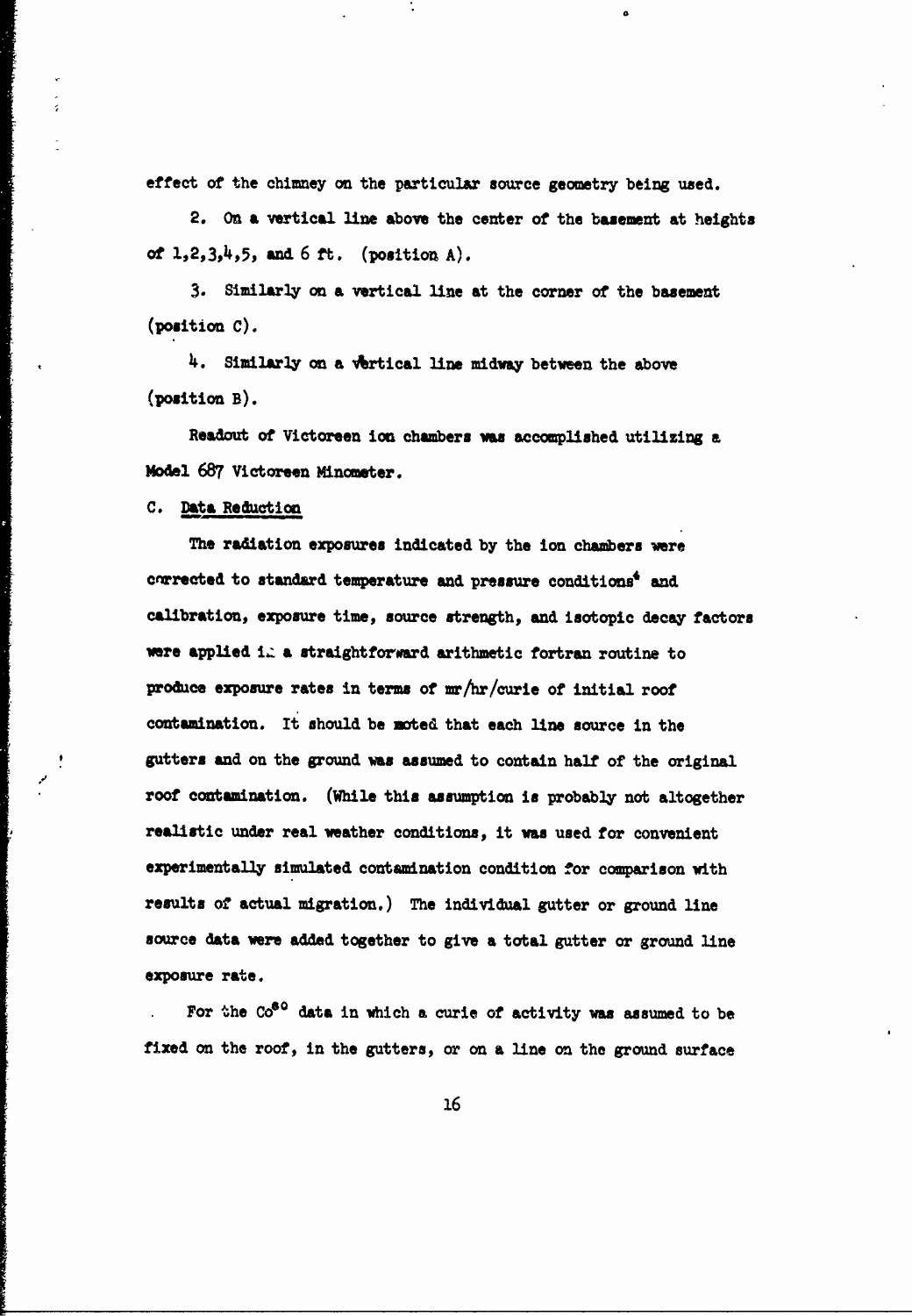effect of the chimney on the particular source geometry being used.

2. On a vertical line above the center of the basement at heights of 1,2,3,4,5, and 6 ft. (position A).

3. Similarly on a vertical line at the corner of the basement (position C).

4. Similarly on a vertical line midway between the above (position B).

Readout of Victoreen ion chambers was accomplished utilizing a Model 687 Victoreen Minometer.

C. Data Reduction

The radiation exposures indicated by the ion chambers were corrected to standard temperature and pressure conditions[4] and calibration, exposure time, source strength, and isotopic decay factors were applied in a straightforward arithmetic fortran routine to produce exposure rates in terms of mr/hr/curie of initial roof contamination. It should be noted that each line source in the gutters and on the ground was assumed to contain half of the original roof contamination. (While this assumption is probably not altogether realistic under real weather conditions, it was used for convenient experimentally simulated contamination condition for comparison with results of actual migration.) The individual gutter or ground line source data were added together to give a total gutter or ground line exposure rate.

For the $Co^{60}$ data in which a curie of activity was assumed to be fixed on the roof, in the gutters, or on a line on the ground surface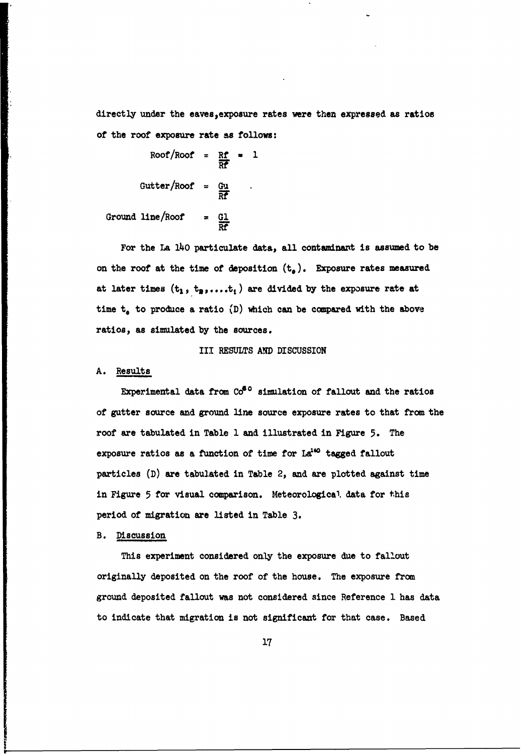directly under the eaves,exposure rates were then expressed as ratios of the roof exposure rate as follows:

$$\text{Roof/Roof} = \frac{Rf}{Rf} = 1$$

$$\text{Gutter/Roof} = \frac{Gu}{Rf}$$

$$\text{Ground line/Roof} = \frac{Gl}{Rf}$$

For the La 140 particulate data, all contaminant is assumed to be on the roof at the time of deposition ($t_0$). Exposure rates measured at later times ($t_1, t_2, \ldots, t_i$) are divided by the exposure rate at time $t_0$ to produce a ratio (D) which can be compared with the above ratios, as simulated by the sources.

## III RESULTS AND DISCUSSION

### A. Results

Experimental data from $Co^{60}$ simulation of fallout and the ratios of gutter source and ground line source exposure rates to that from the roof are tabulated in Table 1 and illustrated in Figure 5. The exposure ratios as a function of time for $La^{140}$ tagged fallout particles (D) are tabulated in Table 2, and are plotted against time in Figure 5 for visual comparison. Meteorological data for this period of migration are listed in Table 3.

### B. Discussion

This experiment considered only the exposure due to fallout originally deposited on the roof of the house. The exposure from ground deposited fallout was not considered since Reference 1 has data to indicate that migration is not significant for that case. Based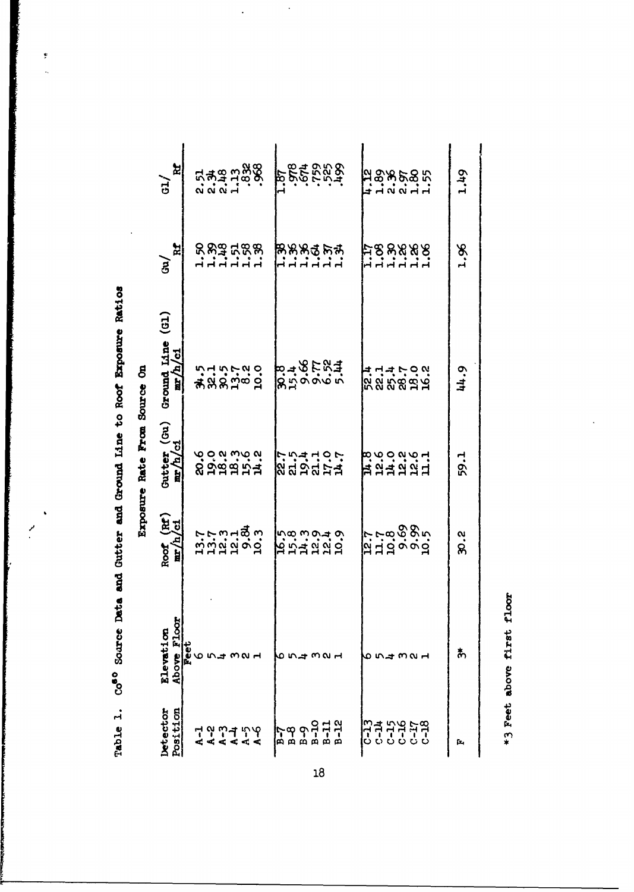Table 1. $Co^{60}$ Source Data and Gutter and Ground Line to Roof Exposure Ratios

| Detector Position | Elevation Above Floor | Exposure Rate From Source On | | | Gu/Rf | Gl/Rf |
|---|---|---|---|---|---|---|
| | | Roof (Rf) mr/h/ci | Gutter (Gu) mr/h/ci | Ground Line (Gl) mr/h/ci | | |
| | Feet | | | | | |
| A-1 | 6 | 13.7 | 20.6 | 34.5 | 1.50 | 2.51 |
| A-2 | 5 | 13.7 | 19.0 | 32.1 | 1.39 | 2.34 |
| A-3 | 4 | 12.3 | 18.2 | 30.5 | 1.48 | 2.48 |
| A-4 | 3 | 12.1 | 18.3 | 13.7 | 1.51 | 1.13 |
| A-5 | 2 | 9.84 | 15.6 | 8.2 | 1.58 | .832 |
| A-6 | 1 | 10.3 | 14.2 | 10.0 | 1.38 | .968 |
| B-7 | 6 | 16.5 | 22.7 | 30.8 | 1.38 | 1.87 |
| B-8 | 5 | 15.8 | 21.5 | 15.4 | 1.36 | .978 |
| B-9 | 4 | 14.3 | 19.4 | 9.66 | 1.36 | .674 |
| B-10 | 3 | 12.9 | 21.1 | 9.77 | 1.64 | .759 |
| B-11 | 2 | 12.4 | 17.0 | 6.52 | 1.37 | .525 |
| B-12 | 1 | 10.9 | 14.7 | 5.44 | 1.34 | .499 |
| C-13 | 6 | 12.7 | 14.8 | 52.4 | 1.17 | 4.12 |
| C-14 | 5 | 11.7 | 12.6 | 22.1 | 1.08 | 1.89 |
| C-15 | 4 | 10.8 | 14.0 | 25.4 | 1.30 | 2.36 |
| C-16 | 3 | 9.69 | 12.2 | 28.7 | 1.26 | 2.97 |
| C-17 | 2 | 9.99 | 12.6 | 18.0 | 1.26 | 1.80 |
| C-18 | 1 | 10.5 | 11.1 | 16.2 | 1.06 | 1.55 |
| F | 3* | 30.2 | 59.1 | 44.9 | 1.96 | 1.49 |

*3 Feet above first floor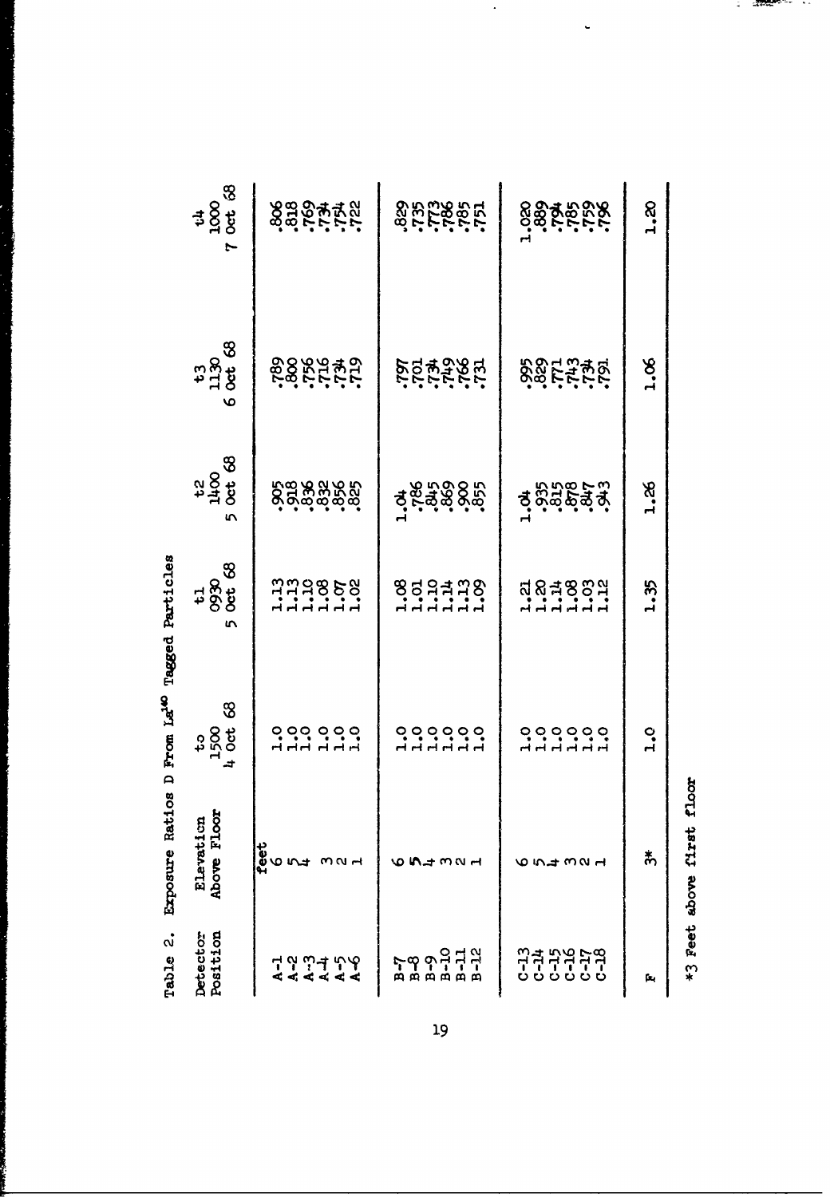Table 2. Exposure Ratios D From $La^{140}$ Tagged Particles

| Detector Position | Elevation Above Floor | to 1500 4 Oct 68 | t1 0930 5 Oct 68 | t2 1400 5 Oct 68 | t3 1130 6 Oct 68 | t4 1000 7 Oct 68 |
|---|---|---|---|---|---|---|
| | feet | | | | | |
| A-1 | 6 | 1.0 | 1.13 | .905 | .789 | .806 |
| A-2 | 5 | 1.0 | 1.13 | .918 | .800 | .818 |
| A-3 | 4 | 1.0 | 1.10 | .836 | .756 | .769 |
| A-4 | 3 | 1.0 | 1.08 | .832 | .716 | .734 |
| A-5 | 2 | 1.0 | 1.07 | .856 | .734 | .754 |
| A-6 | 1 | 1.0 | 1.02 | .825 | .719 | .722 |
| B-7 | 6 | 1.0 | 1.08 | 1.04 | .797 | .829 |
| B-8 | 5 | 1.0 | 1.01 | .786 | .701 | .735 |
| B-9 | 4 | 1.0 | 1.10 | .845 | .734 | .773 |
| B-10 | 3 | 1.0 | 1.14 | .869 | .749 | .786 |
| B-11 | 2 | 1.0 | 1.13 | .900 | .766 | .785 |
| B-12 | 1 | 1.0 | 1.09 | .855 | .731 | .751 |
| C-13 | 6 | 1.0 | 1.21 | 1.04 | .995 | 1.020 |
| C-14 | 5 | 1.0 | 1.20 | .935 | .829 | .889 |
| C-15 | 4 | 1.0 | 1.14 | .815 | .771 | .794 |
| C-16 | 3 | 1.0 | 1.08 | .878 | .743 | .785 |
| C-17 | 2 | 1.0 | 1.03 | .847 | .734 | .759 |
| C-18 | 1 | 1.0 | 1.12 | .943 | .791 | .796 |
| F | 3* | 1.0 | 1.35 | 1.26 | 1.06 | 1.20 |

*3 Feet above first floor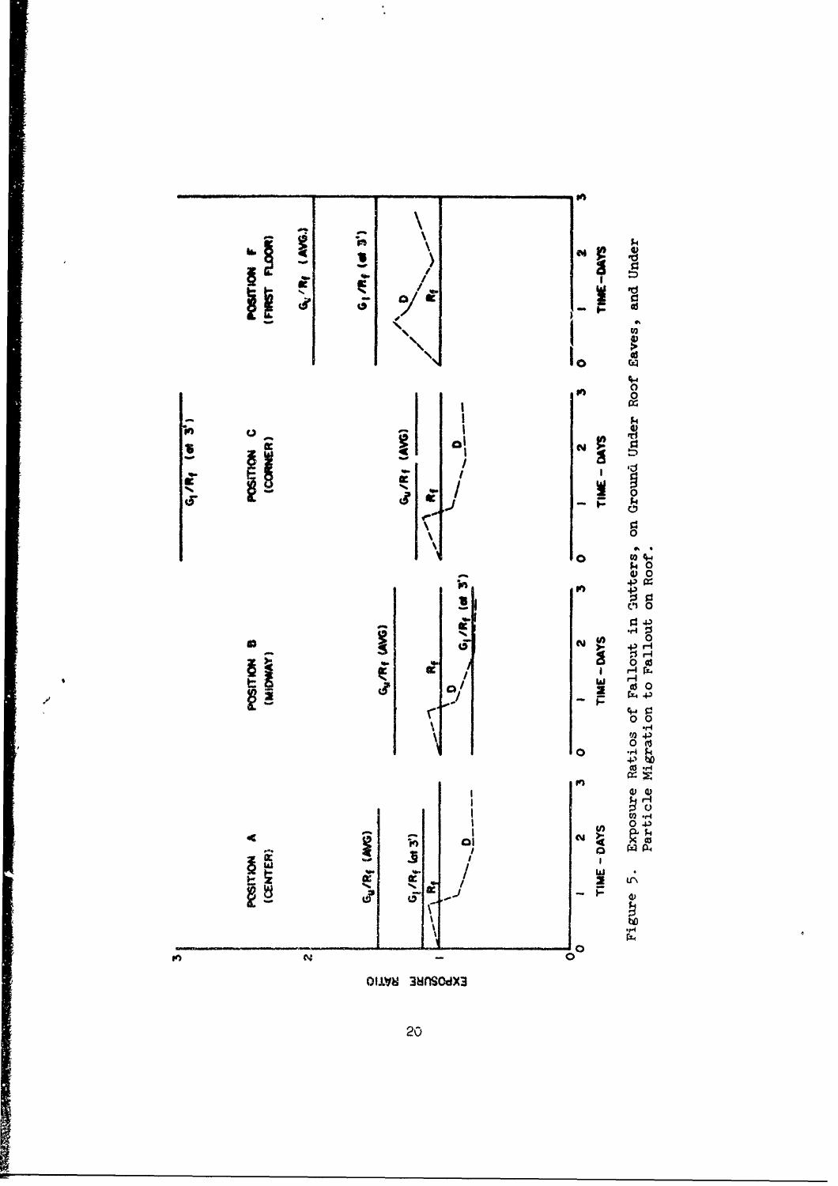Figure 5. Exposure Ratios of Fallout in Gutters, on Ground Under Roof Eaves, and Under Particle Migration to Fallout on Roof.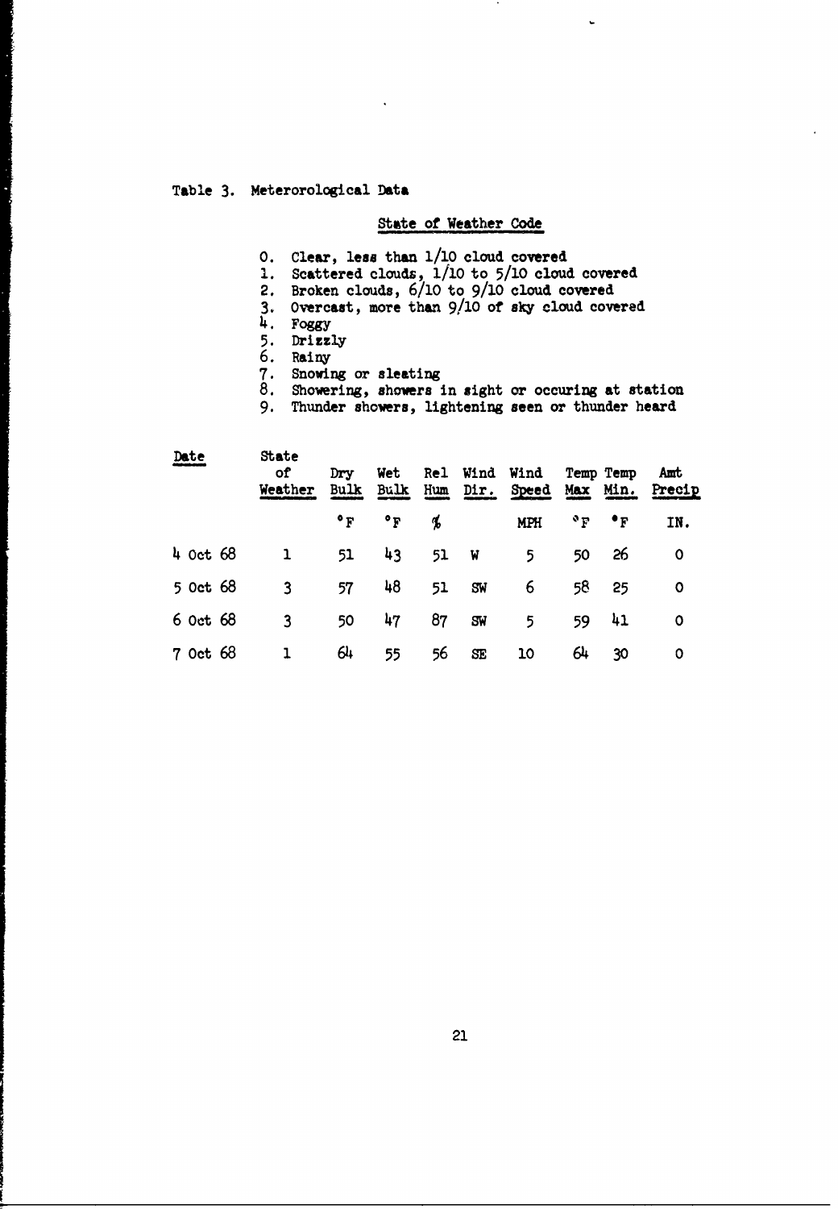Table 3. Meterorological Data

State of Weather Code

0. Clear, less than 1/10 cloud covered
1. Scattered clouds, 1/10 to 5/10 cloud covered
2. Broken clouds, 6/10 to 9/10 cloud covered
3. Overcast, more than 9/10 of sky cloud covered
4. Foggy
5. Drizzly
6. Rainy
7. Snowing or sleating
8. Showering, showers in sight or occuring at station
9. Thunder showers, lightening seen or thunder heard

| Date | State of Weather | Dry Bulk | Wet Bulk | Rel Hum | Wind Dir. | Wind Speed | Temp Max | Temp Min. | Amt Precip |
|---|---|---|---|---|---|---|---|---|---|
| | | °F | °F | % | | MPH | °F | °F | IN. |
| 4 Oct 68 | 1 | 51 | 43 | 51 | W | 5 | 50 | 26 | 0 |
| 5 Oct 68 | 3 | 57 | 48 | 51 | SW | 6 | 58 | 25 | 0 |
| 6 Oct 68 | 3 | 50 | 47 | 87 | SW | 5 | 59 | 41 | 0 |
| 7 Oct 68 | 1 | 64 | 55 | 56 | SE | 10 | 64 | 30 | 0 |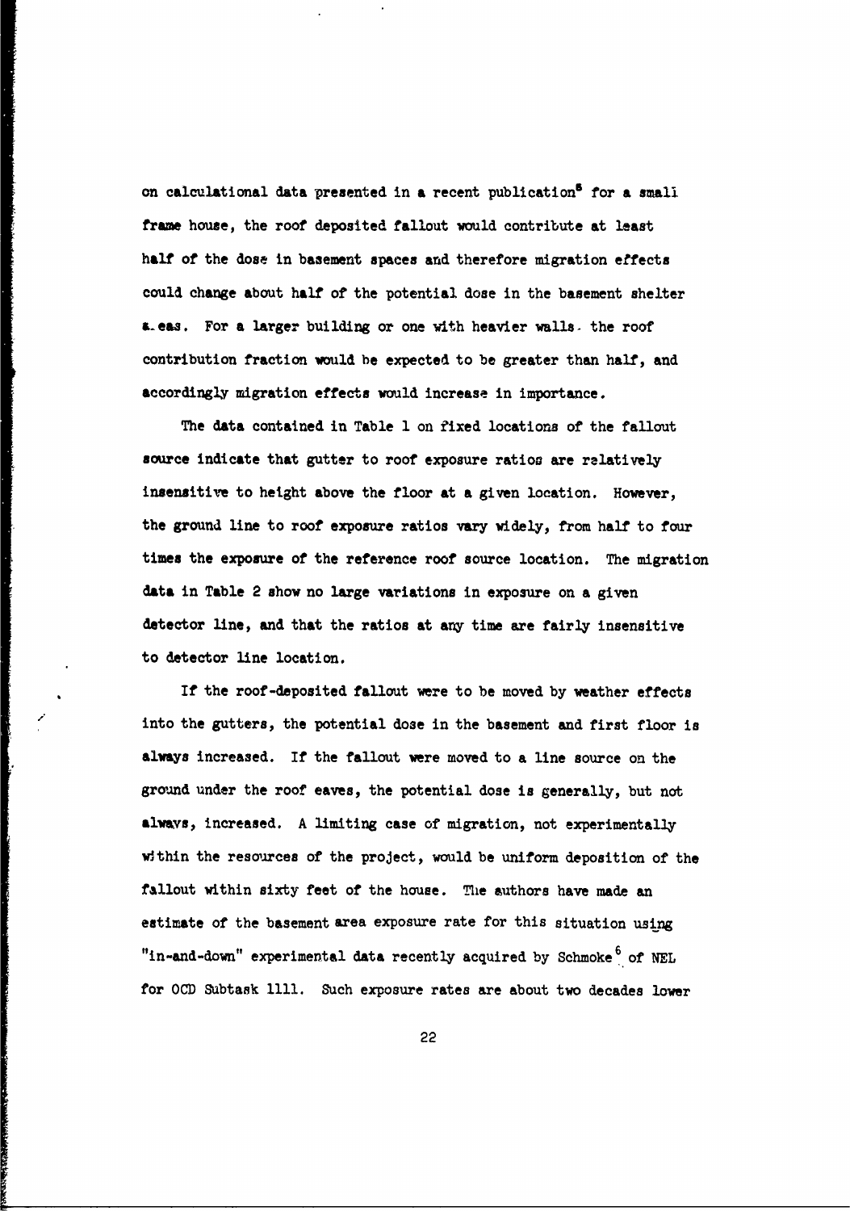on calculational data presented in a recent publication[5] for a small frame house, the roof deposited fallout would contribute at least half of the dose in basement spaces and therefore migration effects could change about half of the potential dose in the basement shelter areas. For a larger building or one with heavier walls, the roof contribution fraction would be expected to be greater than half, and accordingly migration effects would increase in importance.

The data contained in Table 1 on fixed locations of the fallout source indicate that gutter to roof exposure ratios are relatively insensitive to height above the floor at a given location. However, the ground line to roof exposure ratios vary widely, from half to four times the exposure of the reference roof source location. The migration data in Table 2 show no large variations in exposure on a given detector line, and that the ratios at any time are fairly insensitive to detector line location.

If the roof-deposited fallout were to be moved by weather effects into the gutters, the potential dose in the basement and first floor is always increased. If the fallout were moved to a line source on the ground under the roof eaves, the potential dose is generally, but not always, increased. A limiting case of migration, not experimentally within the resources of the project, would be uniform deposition of the fallout within sixty feet of the house. The authors have made an estimate of the basement area exposure rate for this situation using "in-and-down" experimental data recently acquired by Schmoke[6] of NEL for OCD Subtask 1111. Such exposure rates are about two decades lower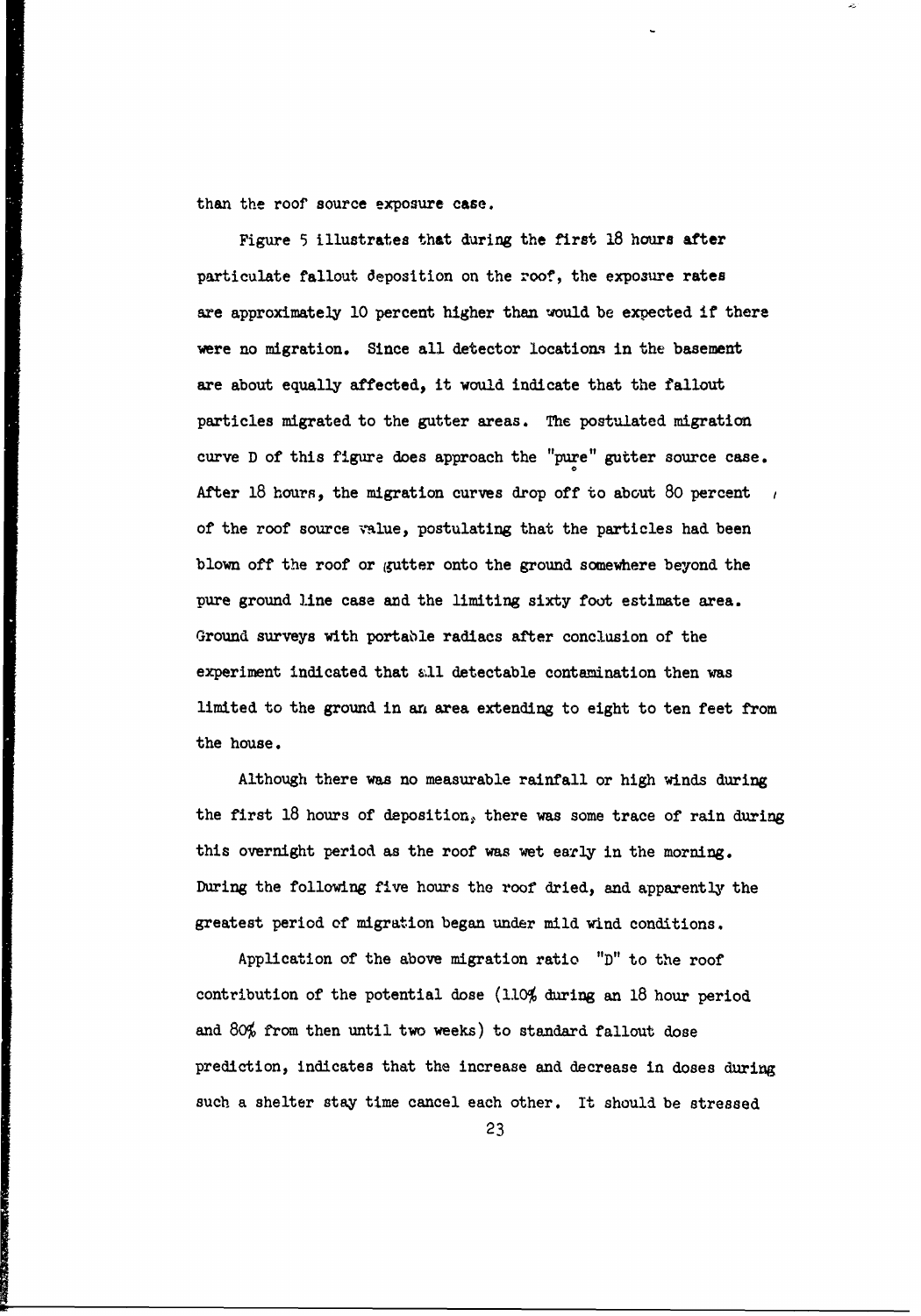than the roof source exposure case.

Figure 5 illustrates that during the first 18 hours after particulate fallout deposition on the roof, the exposure rates are approximately 10 percent higher than would be expected if there were no migration. Since all detector locations in the basement are about equally affected, it would indicate that the fallout particles migrated to the gutter areas. The postulated migration curve D of this figure does approach the "pure" gutter source case. After 18 hours, the migration curves drop off to about 80 percent of the roof source value, postulating that the particles had been blown off the roof or gutter onto the ground somewhere beyond the pure ground line case and the limiting sixty foot estimate area. Ground surveys with portable radiacs after conclusion of the experiment indicated that all detectable contamination then was limited to the ground in an area extending to eight to ten feet from the house.

Although there was no measurable rainfall or high winds during the first 18 hours of deposition, there was some trace of rain during this overnight period as the roof was wet early in the morning. During the following five hours the roof dried, and apparently the greatest period of migration began under mild wind conditions.

Application of the above migration ratio "D" to the roof contribution of the potential dose (110% during an 18 hour period and 80% from then until two weeks) to standard fallout dose prediction, indicates that the increase and decrease in doses during such a shelter stay time cancel each other. It should be stressed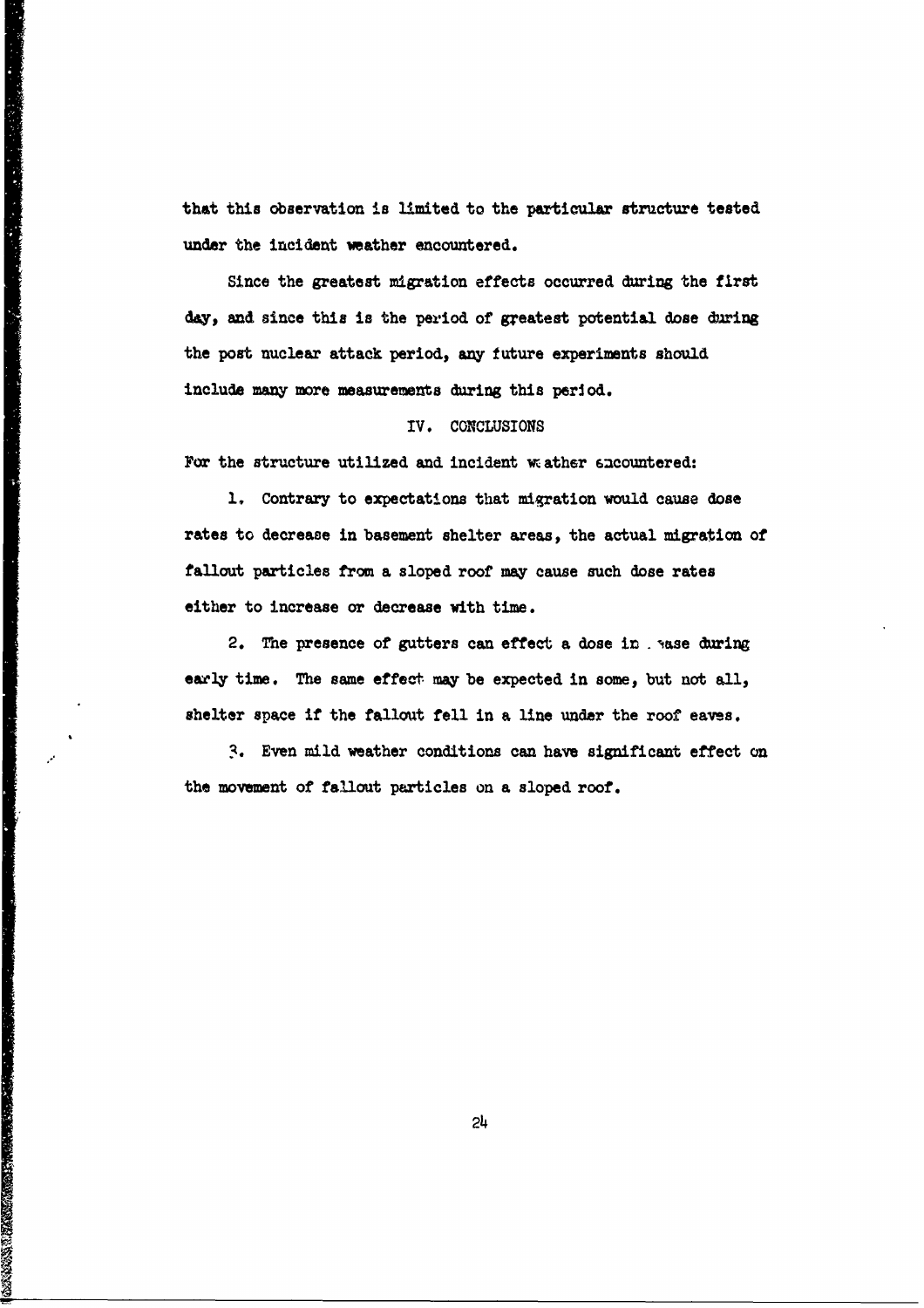that this observation is limited to the particular structure tested under the incident weather encountered.

Since the greatest migration effects occurred during the first day, and since this is the period of greatest potential dose during the post nuclear attack period, any future experiments should include many more measurements during this period.

## IV. CONCLUSIONS

For the structure utilized and incident weather encountered:

1. Contrary to expectations that migration would cause dose rates to decrease in basement shelter areas, the actual migration of fallout particles from a sloped roof may cause such dose rates either to increase or decrease with time.

2. The presence of gutters can effect a dose increase during early time. The same effect may be expected in some, but not all, shelter space if the fallout fell in a line under the roof eaves.

3. Even mild weather conditions can have significant effect on the movement of fallout particles on a sloped roof.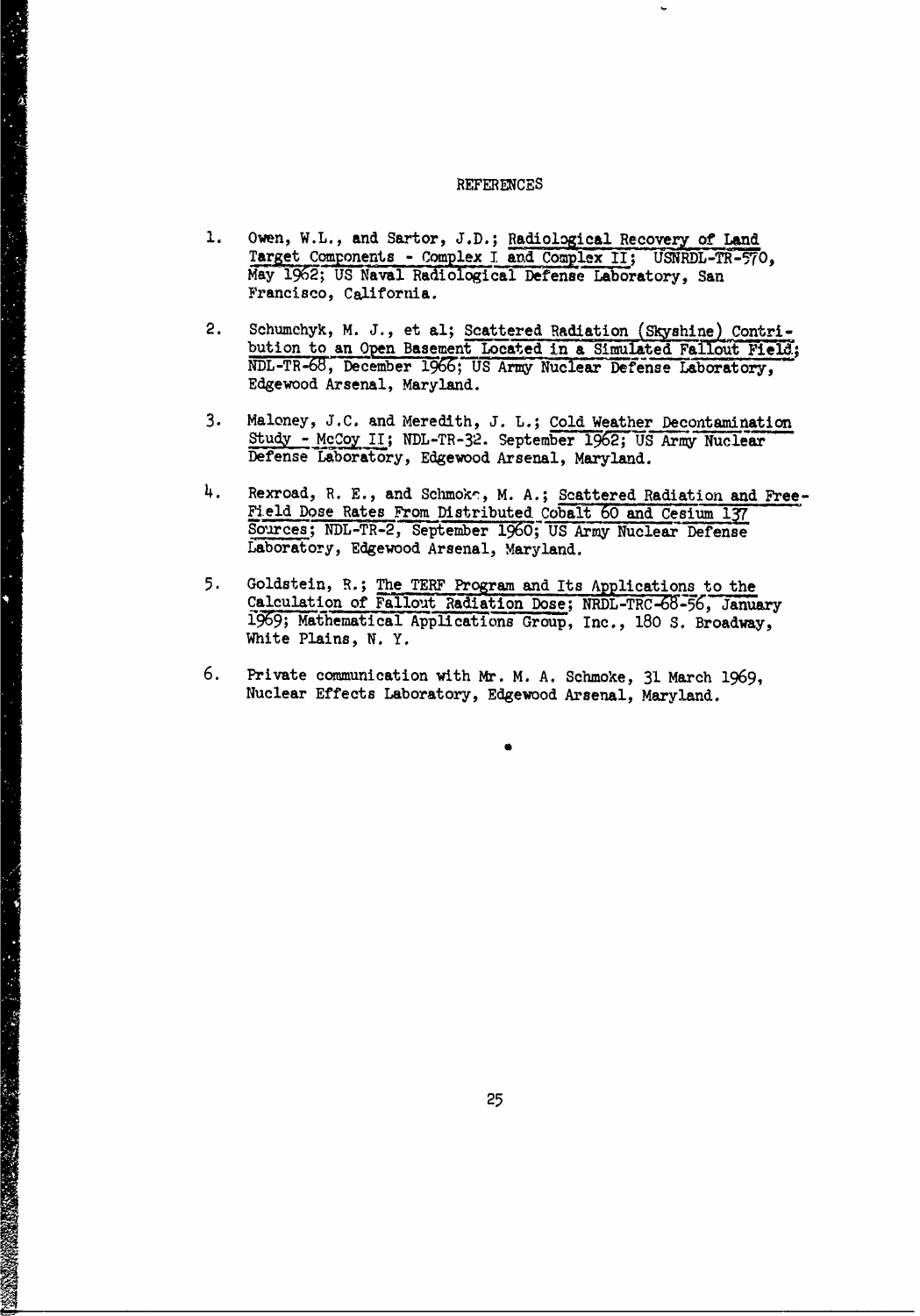# REFERENCES

1. Owen, W.L., and Sartor, J.D.; Radiological Recovery of Land Target Components - Complex I and Complex II; USNRDL-TR-570, May 1962; US Naval Radiological Defense Laboratory, San Francisco, California.

2. Schumchyk, M. J., et al; Scattered Radiation (Skyshine) Contribution to an Open Basement Located in a Simulated Fallout Field; NDL-TR-68, December 1966; US Army Nuclear Defense Laboratory, Edgewood Arsenal, Maryland.

3. Maloney, J.C. and Meredith, J. L.; Cold Weather Decontamination Study - McCoy II; NDL-TR-32. September 1962; US Army Nuclear Defense Laboratory, Edgewood Arsenal, Maryland.

4. Rexroad, R. E., and Schmoke, M. A.; Scattered Radiation and Free-Field Dose Rates From Distributed Cobalt 60 and Cesium 137 Sources; NDL-TR-2, September 1960; US Army Nuclear Defense Laboratory, Edgewood Arsenal, Maryland.

5. Goldstein, R.; The TERF Program and Its Applications to the Calculation of Fallout Radiation Dose; NRDL-TRC-68-56, January 1969; Mathematical Applications Group, Inc., 180 S. Broadway, White Plains, N. Y.

6. Private communication with Mr. M. A. Schmoke, 31 March 1969, Nuclear Effects Laboratory, Edgewood Arsenal, Maryland.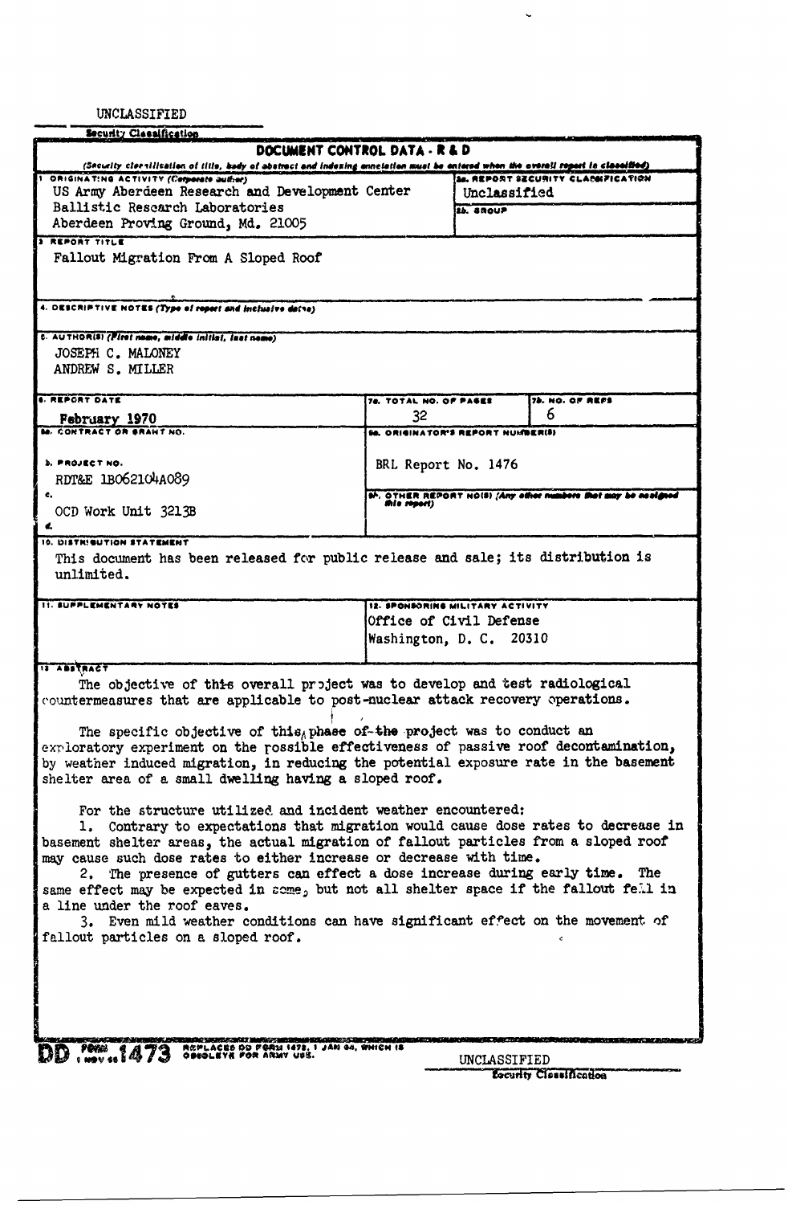UNCLASSIFIED

Security Classification

## DOCUMENT CONTROL DATA - R & D

*(Security classification of title, body of abstract and indexing annotation must be entered when the overall report is classified)*

| | | |
|---|---|---|
| **1. ORIGINATING ACTIVITY (Corporate author)**<br>US Army Aberdeen Research and Development Center<br>Ballistic Research Laboratories<br>Aberdeen Proving Ground, Md. 21005 | **2a. REPORT SECURITY CLASSIFICATION**<br>Unclassified<br>**2b. GROUP** | |
| **3. REPORT TITLE**<br>Fallout Migration From A Sloped Roof | | |
| **4. DESCRIPTIVE NOTES (Type of report and inclusive dates)** | | |
| **5. AUTHOR(S) (First name, middle initial, last name)**<br>JOSEPH C. MALONEY<br>ANDREW S. MILLER | | |
| **6. REPORT DATE**<br>February 1970 | **7a. TOTAL NO. OF PAGES**<br>32 | **7b. NO. OF REFS**<br>6 |
| **8a. CONTRACT OR GRANT NO.**<br><br>**b. PROJECT NO.**<br>RDT&E 1B062104A089<br>**c.**<br>OCD Work Unit 3213B<br>**d.** | **9a. ORIGINATOR'S REPORT NUMBER(S)**<br>BRL Report No. 1476<br>**9b. OTHER REPORT NO(S) (Any other numbers that may be assigned this report)** | |
| **10. DISTRIBUTION STATEMENT**<br>This document has been released for public release and sale; its distribution is unlimited. | | |
| **11. SUPPLEMENTARY NOTES** | **12. SPONSORING MILITARY ACTIVITY**<br>Office of Civil Defense<br>Washington, D. C. 20310 | |

**13. ABSTRACT**

The objective of this overall project was to develop and test radiological countermeasures that are applicable to post-nuclear attack recovery operations.

The specific objective of this phase of the project was to conduct an exploratory experiment on the possible effectiveness of passive roof decontamination, by weather induced migration, in reducing the potential exposure rate in the basement shelter area of a small dwelling having a sloped roof.

For the structure utilized and incident weather encountered:

1. Contrary to expectations that migration would cause dose rates to decrease in basement shelter areas, the actual migration of fallout particles from a sloped roof may cause such dose rates to either increase or decrease with time.
2. The presence of gutters can effect a dose increase during early time. The same effect may be expected in some, but not all shelter space if the fallout fell in a line under the roof eaves.
3. Even mild weather conditions can have significant effect on the movement of fallout particles on a sloped roof.

DD FORM 1473 (1 NOV 65) — REPLACES DD FORM 1473, 1 JAN 64, WHICH IS OBSOLETE FOR ARMY USE.

UNCLASSIFIED

Security Classification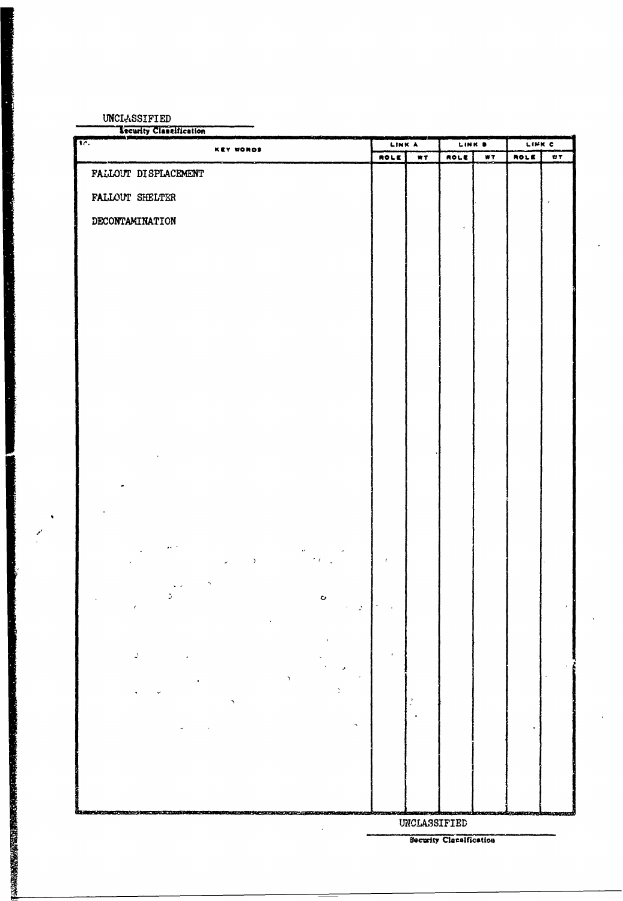UNCLASSIFIED
Security Classification

| 14. KEY WORDS | LINK A | | LINK B | | LINK C | |
|---|---|---|---|---|---|---|
| | ROLE | WT | ROLE | WT | ROLE | WT |
| FALLOUT DISPLACEMENT | | | | | | |
| FALLOUT SHELTER | | | | | | |
| DECONTAMINATION | | | | | | |

UNCLASSIFIED
Security Classification